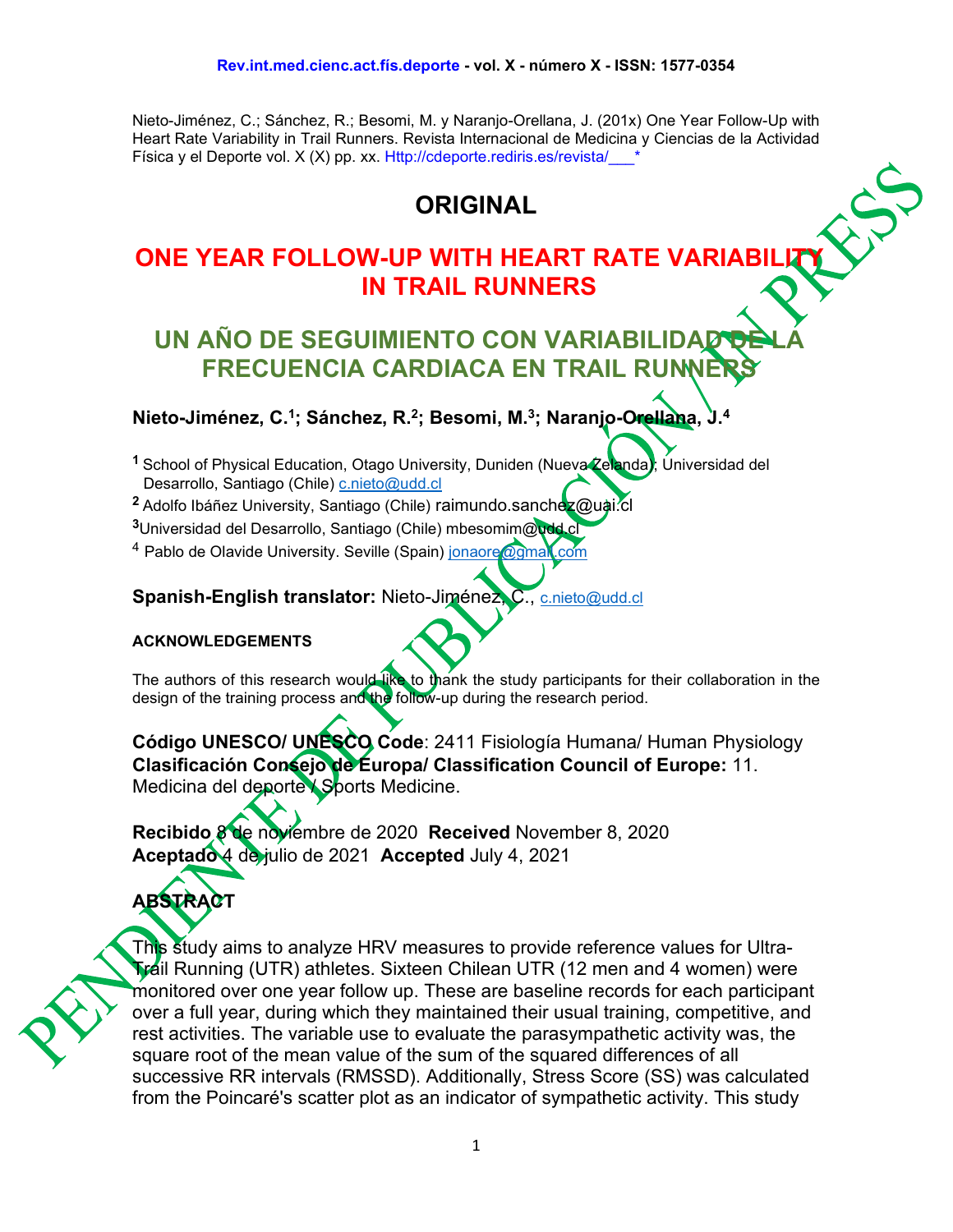Nieto-Jiménez, C.; Sánchez, R.; Besomi, M. y Naranjo-Orellana, J. (201x) One Year Follow-Up with Heart Rate Variability in Trail Runners. Revista Internacional de Medicina y Ciencias de la Actividad Física y el Deporte vol. X (X) pp. xx. Http://cdeporte.rediris.es/revista/___*

# ORIGINAL

# ONE YEAR FOLLOW-UP WITH HEART RATE VARIABILITY IN TRAIL RUNNERS

# UN AÑO DE SEGUIMIENTO CON VARIABILIDAD DE LA FRECUENCIA CARDIACA EN TRAIL RUNNERS

**Nieto-Jiménez, C.[1]; Sánchez, R.[2]; Besomi, M.[3]; Naranjo-Orellana, J.[4]**

[1] School of Physical Education, Otago University, Duniden (Nueva Zelanda); Universidad del Desarrollo, Santiago (Chile) c.nieto@udd.cl

[2] Adolfo Ibáñez University, Santiago (Chile) raimundo.sanchez@uai.cl

[3] Universidad del Desarrollo, Santiago (Chile) mbesomim@udd.cl

[4] Pablo de Olavide University. Seville (Spain) jonaore@gmail.com

**Spanish-English translator:** Nieto-Jiménez, C., c.nieto@udd.cl

#### ACKNOWLEDGEMENTS

The authors of this research would like to thank the study participants for their collaboration in the design of the training process and the follow-up during the research period.

**Código UNESCO/ UNESCO Code**: 2411 Fisiología Humana/ Human Physiology
**Clasificación Consejo de Europa/ Classification Council of Europe:** 11. Medicina del deporte / Sports Medicine.

**Recibido** 8 de noviembre de 2020 **Received** November 8, 2020
**Aceptado** 4 de julio de 2021 **Accepted** July 4, 2021

## ABSTRACT

This study aims to analyze HRV measures to provide reference values for Ultra-Trail Running (UTR) athletes. Sixteen Chilean UTR (12 men and 4 women) were monitored over one year follow up. These are baseline records for each participant over a full year, during which they maintained their usual training, competitive, and rest activities. The variable use to evaluate the parasympathetic activity was, the square root of the mean value of the sum of the squared differences of all successive RR intervals (RMSSD). Additionally, Stress Score (SS) was calculated from the Poincaré's scatter plot as an indicator of sympathetic activity. This study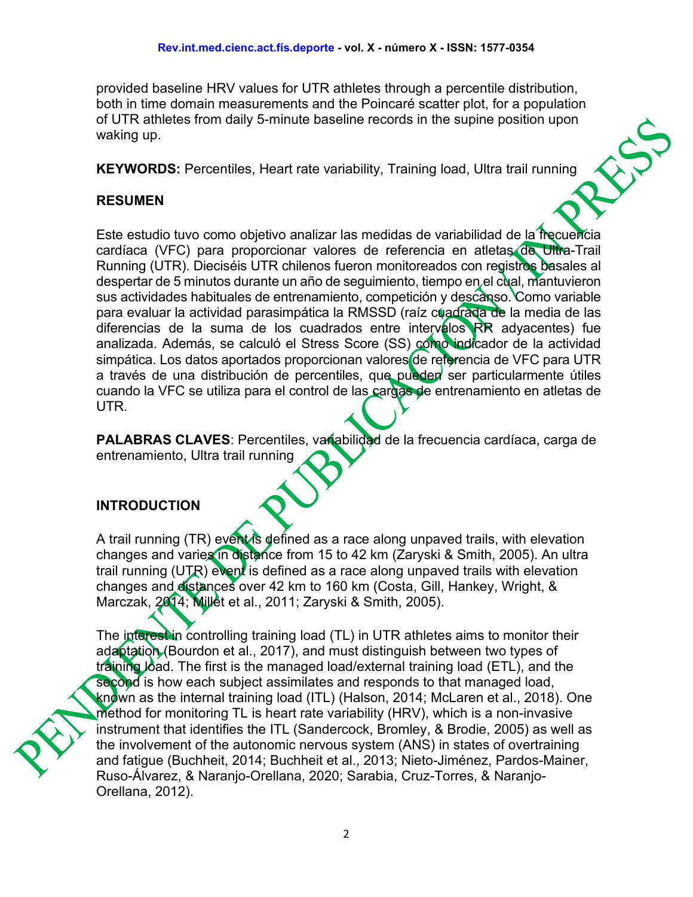provided baseline HRV values for UTR athletes through a percentile distribution, both in time domain measurements and the Poincaré scatter plot, for a population of UTR athletes from daily 5-minute baseline records in the supine position upon waking up.

**KEYWORDS:** Percentiles, Heart rate variability, Training load, Ultra trail running

## RESUMEN

Este estudio tuvo como objetivo analizar las medidas de variabilidad de la frecuencia cardíaca (VFC) para proporcionar valores de referencia en atletas de Ultra-Trail Running (UTR). Dieciséis UTR chilenos fueron monitoreados con registros basales al despertar de 5 minutos durante un año de seguimiento, tiempo en el cual, mantuvieron sus actividades habituales de entrenamiento, competición y descanso. Como variable para evaluar la actividad parasimpática la RMSSD (raíz cuadrada de la media de las diferencias de la suma de los cuadrados entre intervalos RR adyacentes) fue analizada. Además, se calculó el Stress Score (SS) como indicador de la actividad simpática. Los datos aportados proporcionan valores de referencia de VFC para UTR a través de una distribución de percentiles, que pueden ser particularmente útiles cuando la VFC se utiliza para el control de las cargas de entrenamiento en atletas de UTR.

**PALABRAS CLAVES**: Percentiles, variabilidad de la frecuencia cardíaca, carga de entrenamiento, Ultra trail running

## INTRODUCTION

A trail running (TR) event is defined as a race along unpaved trails, with elevation changes and varies in distance from 15 to 42 km (Zaryski & Smith, 2005). An ultra trail running (UTR) event is defined as a race along unpaved trails with elevation changes and distances over 42 km to 160 km (Costa, Gill, Hankey, Wright, & Marczak, 2014; Millet et al., 2011; Zaryski & Smith, 2005).

The interest in controlling training load (TL) in UTR athletes aims to monitor their adaptation (Bourdon et al., 2017), and must distinguish between two types of training load. The first is the managed load/external training load (ETL), and the second is how each subject assimilates and responds to that managed load, known as the internal training load (ITL) (Halson, 2014; McLaren et al., 2018). One method for monitoring TL is heart rate variability (HRV), which is a non-invasive instrument that identifies the ITL (Sandercock, Bromley, & Brodie, 2005) as well as the involvement of the autonomic nervous system (ANS) in states of overtraining and fatigue (Buchheit, 2014; Buchheit et al., 2013; Nieto-Jiménez, Pardos-Mainer, Ruso-Álvarez, & Naranjo-Orellana, 2020; Sarabia, Cruz-Torres, & Naranjo-Orellana, 2012).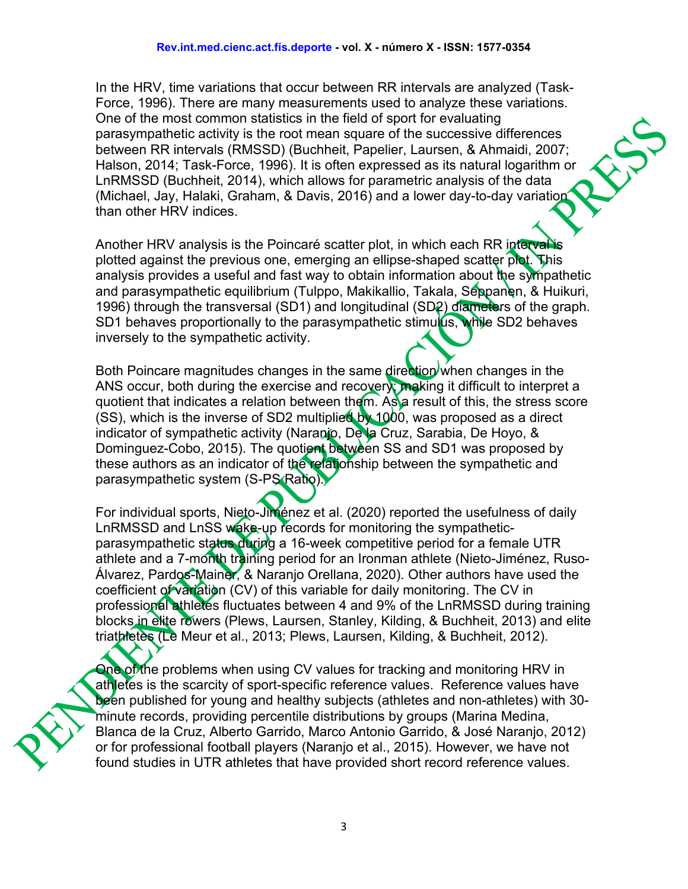In the HRV, time variations that occur between RR intervals are analyzed (Task-Force, 1996). There are many measurements used to analyze these variations. One of the most common statistics in the field of sport for evaluating parasympathetic activity is the root mean square of the successive differences between RR intervals (RMSSD) (Buchheit, Papelier, Laursen, & Ahmaidi, 2007; Halson, 2014; Task-Force, 1996). It is often expressed as its natural logarithm or LnRMSSD (Buchheit, 2014), which allows for parametric analysis of the data (Michael, Jay, Halaki, Graham, & Davis, 2016) and a lower day-to-day variation than other HRV indices.

Another HRV analysis is the Poincaré scatter plot, in which each RR interval is plotted against the previous one, emerging an ellipse-shaped scatter plot. This analysis provides a useful and fast way to obtain information about the sympathetic and parasympathetic equilibrium (Tulppo, Makikallio, Takala, Seppanen, & Huikuri, 1996) through the transversal (SD1) and longitudinal (SD2) diameters of the graph. SD1 behaves proportionally to the parasympathetic stimulus, while SD2 behaves inversely to the sympathetic activity.

Both Poincare magnitudes changes in the same direction when changes in the ANS occur, both during the exercise and recovery, making it difficult to interpret a quotient that indicates a relation between them. As a result of this, the stress score (SS), which is the inverse of SD2 multiplied by 1000, was proposed as a direct indicator of sympathetic activity (Naranjo, De la Cruz, Sarabia, De Hoyo, & Dominguez-Cobo, 2015). The quotient between SS and SD1 was proposed by these authors as an indicator of the relationship between the sympathetic and parasympathetic system (S-PS Ratio).

For individual sports, Nieto-Jiménez et al. (2020) reported the usefulness of daily LnRMSSD and LnSS wake-up records for monitoring the sympathetic-parasympathetic status during a 16-week competitive period for a female UTR athlete and a 7-month training period for an Ironman athlete (Nieto-Jiménez, Ruso-Álvarez, Pardos-Mainer, & Naranjo Orellana, 2020). Other authors have used the coefficient of variation (CV) of this variable for daily monitoring. The CV in professional athletes fluctuates between 4 and 9% of the LnRMSSD during training blocks in elite rowers (Plews, Laursen, Stanley, Kilding, & Buchheit, 2013) and elite triathletes (Le Meur et al., 2013; Plews, Laursen, Kilding, & Buchheit, 2012).

One of the problems when using CV values for tracking and monitoring HRV in athletes is the scarcity of sport-specific reference values. Reference values have been published for young and healthy subjects (athletes and non-athletes) with 30-minute records, providing percentile distributions by groups (Marina Medina, Blanca de la Cruz, Alberto Garrido, Marco Antonio Garrido, & José Naranjo, 2012) or for professional football players (Naranjo et al., 2015). However, we have not found studies in UTR athletes that have provided short record reference values.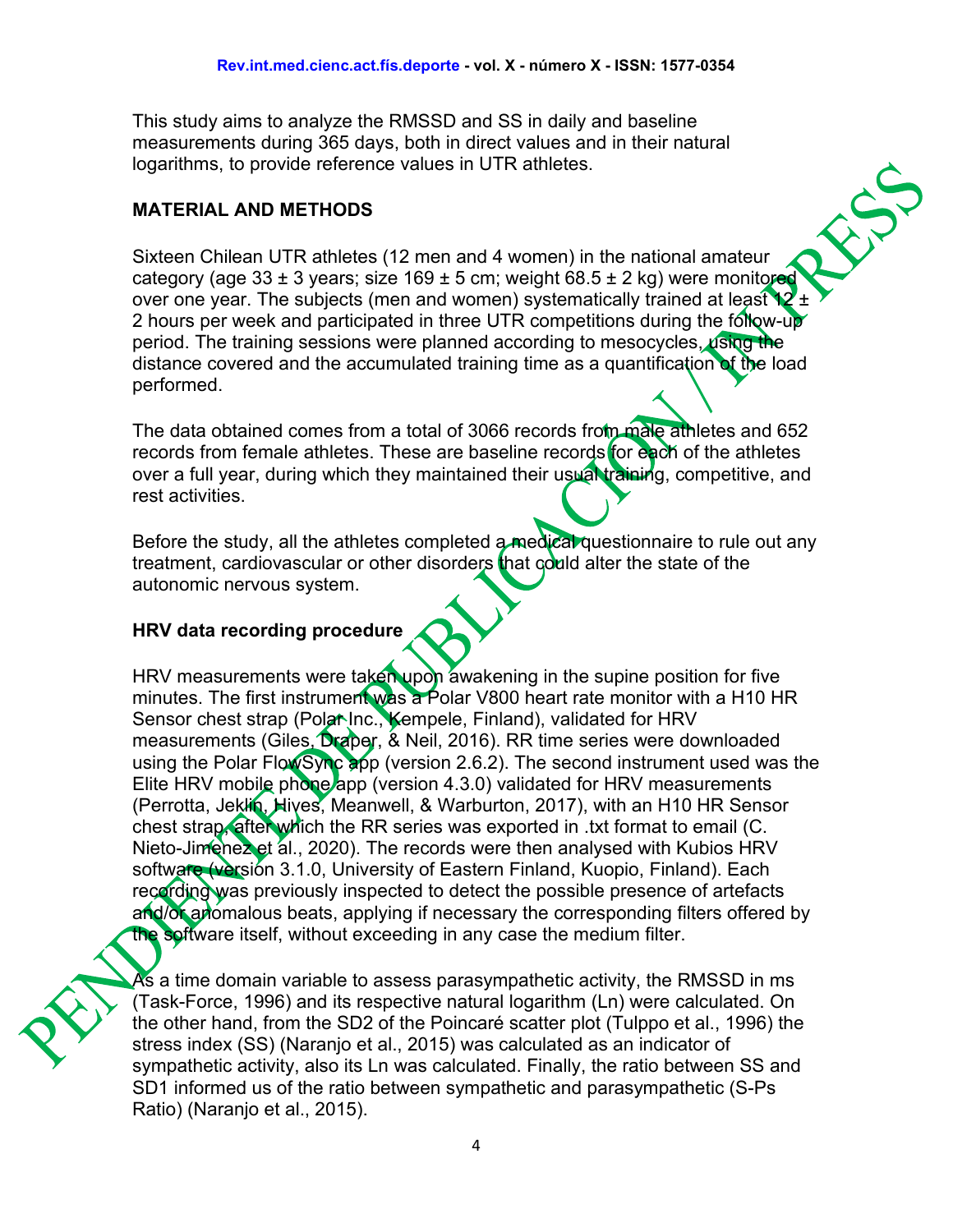This study aims to analyze the RMSSD and SS in daily and baseline measurements during 365 days, both in direct values and in their natural logarithms, to provide reference values in UTR athletes.

## MATERIAL AND METHODS

Sixteen Chilean UTR athletes (12 men and 4 women) in the national amateur category (age 33 ± 3 years; size 169 ± 5 cm; weight 68.5 ± 2 kg) were monitored over one year. The subjects (men and women) systematically trained at least 12 ± 2 hours per week and participated in three UTR competitions during the follow-up period. The training sessions were planned according to mesocycles, using the distance covered and the accumulated training time as a quantification of the load performed.

The data obtained comes from a total of 3066 records from male athletes and 652 records from female athletes. These are baseline records for each of the athletes over a full year, during which they maintained their usual training, competitive, and rest activities.

Before the study, all the athletes completed a medical questionnaire to rule out any treatment, cardiovascular or other disorders that could alter the state of the autonomic nervous system.

### HRV data recording procedure

HRV measurements were taken upon awakening in the supine position for five minutes. The first instrument was a Polar V800 heart rate monitor with a H10 HR Sensor chest strap (Polar Inc., Kempele, Finland), validated for HRV measurements (Giles, Draper, & Neil, 2016). RR time series were downloaded using the Polar FlowSync app (version 2.6.2). The second instrument used was the Elite HRV mobile phone app (version 4.3.0) validated for HRV measurements (Perrotta, Jeklin, Hives, Meanwell, & Warburton, 2017), with an H10 HR Sensor chest strap, after which the RR series was exported in .txt format to email (C. Nieto-Jimenez et al., 2020). The records were then analysed with Kubios HRV software (versión 3.1.0, University of Eastern Finland, Kuopio, Finland). Each recording was previously inspected to detect the possible presence of artefacts and/or anomalous beats, applying if necessary the corresponding filters offered by the software itself, without exceeding in any case the medium filter.

As a time domain variable to assess parasympathetic activity, the RMSSD in ms (Task-Force, 1996) and its respective natural logarithm (Ln) were calculated. On the other hand, from the SD2 of the Poincaré scatter plot (Tulppo et al., 1996) the stress index (SS) (Naranjo et al., 2015) was calculated as an indicator of sympathetic activity, also its Ln was calculated. Finally, the ratio between SS and SD1 informed us of the ratio between sympathetic and parasympathetic (S-Ps Ratio) (Naranjo et al., 2015).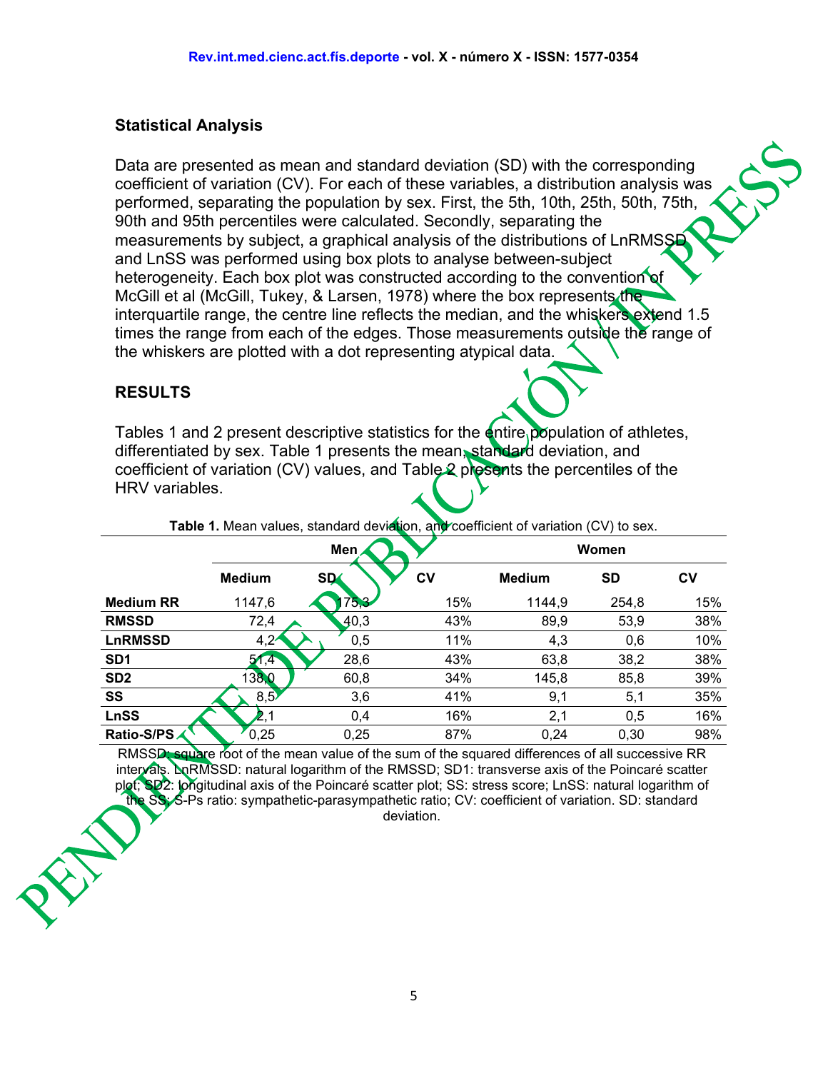### Statistical Analysis

Data are presented as mean and standard deviation (SD) with the corresponding coefficient of variation (CV). For each of these variables, a distribution analysis was performed, separating the population by sex. First, the 5th, 10th, 25th, 50th, 75th, 90th and 95th percentiles were calculated. Secondly, separating the measurements by subject, a graphical analysis of the distributions of LnRMSSD and LnSS was performed using box plots to analyse between-subject heterogeneity. Each box plot was constructed according to the convention of McGill et al (McGill, Tukey, & Larsen, 1978) where the box represents the interquartile range, the centre line reflects the median, and the whiskers extend 1.5 times the range from each of the edges. Those measurements outside the range of the whiskers are plotted with a dot representing atypical data.

## RESULTS

Tables 1 and 2 present descriptive statistics for the entire population of athletes, differentiated by sex. Table 1 presents the mean, standard deviation, and coefficient of variation (CV) values, and Table 2 presents the percentiles of the HRV variables.

**Table 1.** Mean values, standard deviation, and coefficient of variation (CV) to sex.

| | Men | | | Women | | |
|---|---|---|---|---|---|---|
| | **Medium** | **SD** | **CV** | **Medium** | **SD** | **CV** |
| **Medium RR** | 1147,6 | 175,3 | 15% | 1144,9 | 254,8 | 15% |
| **RMSSD** | 72,4 | 40,3 | 43% | 89,9 | 53,9 | 38% |
| **LnRMSSD** | 4,2 | 0,5 | 11% | 4,3 | 0,6 | 10% |
| **SD1** | 51,4 | 28,6 | 43% | 63,8 | 38,2 | 38% |
| **SD2** | 138,0 | 60,8 | 34% | 145,8 | 85,8 | 39% |
| **SS** | 8,5 | 3,6 | 41% | 9,1 | 5,1 | 35% |
| **LnSS** | 2,1 | 0,4 | 16% | 2,1 | 0,5 | 16% |
| **Ratio-S/PS** | 0,25 | 0,25 | 87% | 0,24 | 0,30 | 98% |

RMSSD: square root of the mean value of the sum of the squared differences of all successive RR intervals. LnRMSSD: natural logarithm of the RMSSD; SD1: transverse axis of the Poincaré scatter plot; SD2: longitudinal axis of the Poincaré scatter plot; SS: stress score; LnSS: natural logarithm of the SS; S-Ps ratio: sympathetic-parasympathetic ratio; CV: coefficient of variation. SD: standard deviation.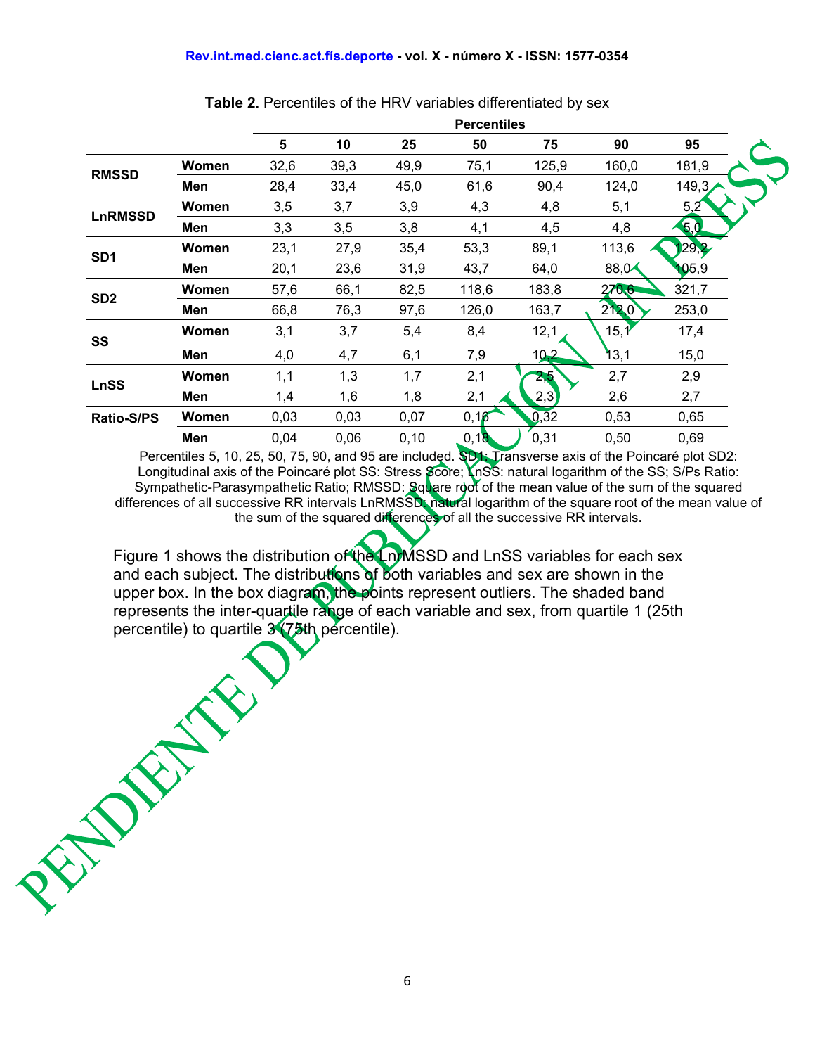**Table 2.** Percentiles of the HRV variables differentiated by sex

| | | Percentiles | | | | | | |
|---|---|---|---|---|---|---|---|---|
| | | 5 | 10 | 25 | 50 | 75 | 90 | 95 |
| **RMSSD** | **Women** | 32,6 | 39,3 | 49,9 | 75,1 | 125,9 | 160,0 | 181,9 |
| | **Men** | 28,4 | 33,4 | 45,0 | 61,6 | 90,4 | 124,0 | 149,3 |
| **LnRMSSD** | **Women** | 3,5 | 3,7 | 3,9 | 4,3 | 4,8 | 5,1 | 5,2 |
| | **Men** | 3,3 | 3,5 | 3,8 | 4,1 | 4,5 | 4,8 | 5,0 |
| **SD1** | **Women** | 23,1 | 27,9 | 35,4 | 53,3 | 89,1 | 113,6 | 129,2 |
| | **Men** | 20,1 | 23,6 | 31,9 | 43,7 | 64,0 | 88,0 | 105,9 |
| **SD2** | **Women** | 57,6 | 66,1 | 82,5 | 118,6 | 183,8 | 270,6 | 321,7 |
| | **Men** | 66,8 | 76,3 | 97,6 | 126,0 | 163,7 | 212,0 | 253,0 |
| **SS** | **Women** | 3,1 | 3,7 | 5,4 | 8,4 | 12,1 | 15,1 | 17,4 |
| | **Men** | 4,0 | 4,7 | 6,1 | 7,9 | 10,2 | 13,1 | 15,0 |
| **LnSS** | **Women** | 1,1 | 1,3 | 1,7 | 2,1 | 2,5 | 2,7 | 2,9 |
| | **Men** | 1,4 | 1,6 | 1,8 | 2,1 | 2,3 | 2,6 | 2,7 |
| **Ratio-S/PS** | **Women** | 0,03 | 0,03 | 0,07 | 0,16 | 0,32 | 0,53 | 0,65 |
| | **Men** | 0,04 | 0,06 | 0,10 | 0,18 | 0,31 | 0,50 | 0,69 |

Percentiles 5, 10, 25, 50, 75, 90, and 95 are included. SD1: Transverse axis of the Poincaré plot SD2: Longitudinal axis of the Poincaré plot SS: Stress Score; LnSS: natural logarithm of the SS; S/Ps Ratio: Sympathetic-Parasympathetic Ratio; RMSSD: Square root of the mean value of the sum of the squared differences of all successive RR intervals LnRMSSD: natural logarithm of the square root of the mean value of the sum of the squared differences of all the successive RR intervals.

Figure 1 shows the distribution of the LnrMSSD and LnSS variables for each sex and each subject. The distributions of both variables and sex are shown in the upper box. In the box diagram, the points represent outliers. The shaded band represents the inter-quartile range of each variable and sex, from quartile 1 (25th percentile) to quartile 3 (75th percentile).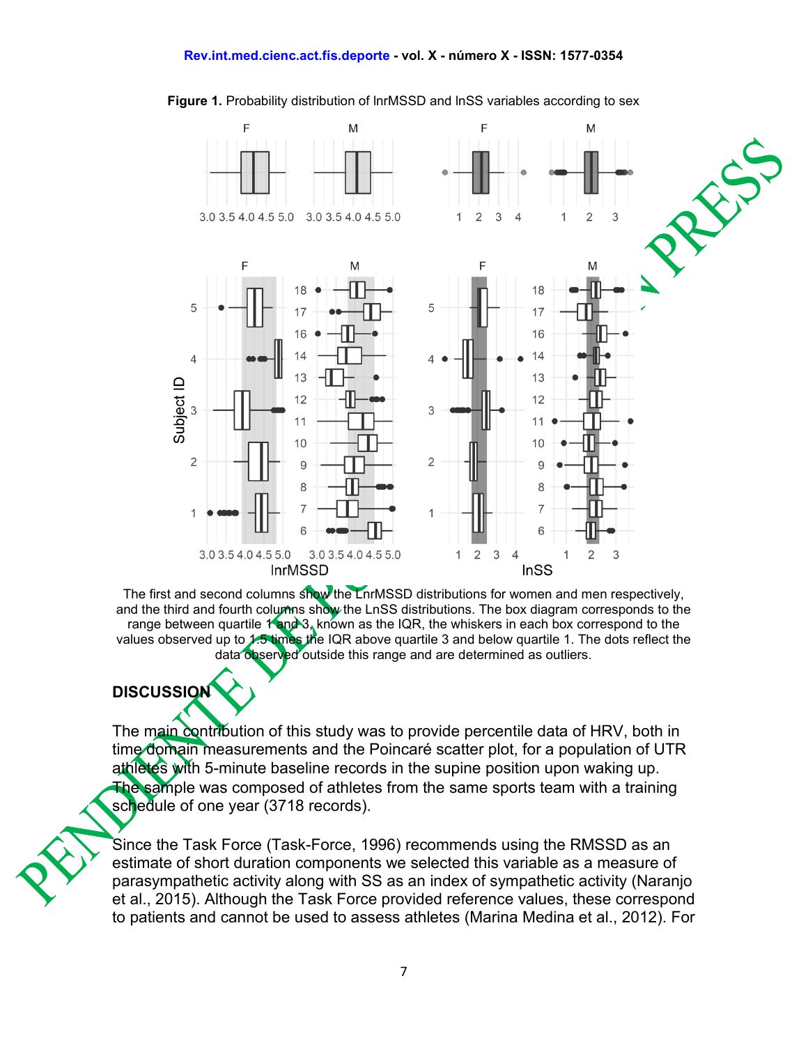**Figure 1.** Probability distribution of lnrMSSD and lnSS variables according to sex

The first and second columns show the LnrMSSD distributions for women and men respectively, and the third and fourth columns show the LnSS distributions. The box diagram corresponds to the range between quartile 1 and 3, known as the IQR, the whiskers in each box correspond to the values observed up to 1.5 times the IQR above quartile 3 and below quartile 1. The dots reflect the data observed outside this range and are determined as outliers.

## DISCUSSION

The main contribution of this study was to provide percentile data of HRV, both in time domain measurements and the Poincaré scatter plot, for a population of UTR athletes with 5-minute baseline records in the supine position upon waking up. The sample was composed of athletes from the same sports team with a training schedule of one year (3718 records).

Since the Task Force (Task-Force, 1996) recommends using the RMSSD as an estimate of short duration components we selected this variable as a measure of parasympathetic activity along with SS as an index of sympathetic activity (Naranjo et al., 2015). Although the Task Force provided reference values, these correspond to patients and cannot be used to assess athletes (Marina Medina et al., 2012). For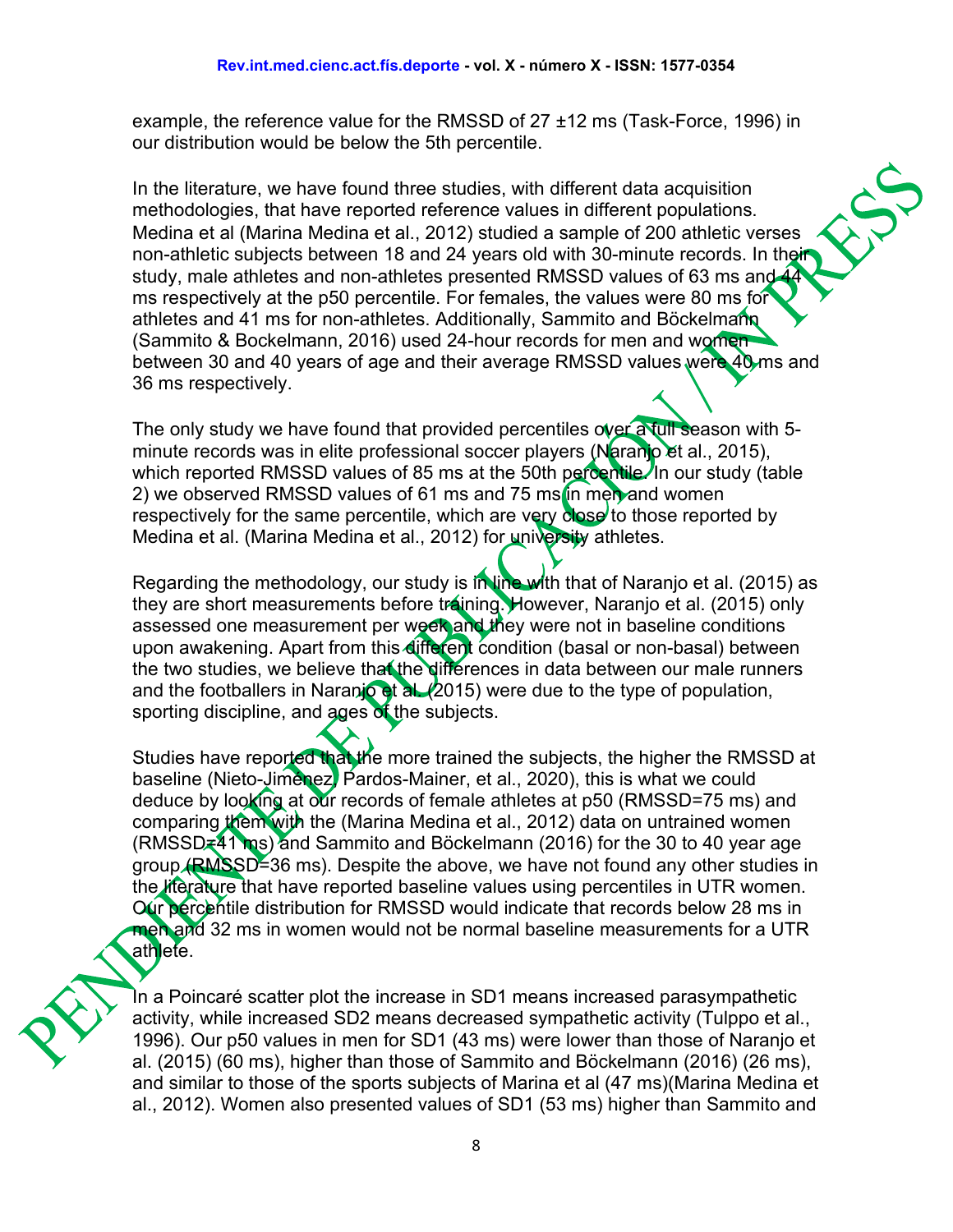example, the reference value for the RMSSD of 27 ±12 ms (Task-Force, 1996) in our distribution would be below the 5th percentile.

In the literature, we have found three studies, with different data acquisition methodologies, that have reported reference values in different populations. Medina et al (Marina Medina et al., 2012) studied a sample of 200 athletic verses non-athletic subjects between 18 and 24 years old with 30-minute records. In their study, male athletes and non-athletes presented RMSSD values of 63 ms and 44 ms respectively at the p50 percentile. For females, the values were 80 ms for athletes and 41 ms for non-athletes. Additionally, Sammito and Böckelmann (Sammito & Bockelmann, 2016) used 24-hour records for men and women between 30 and 40 years of age and their average RMSSD values were 40 ms and 36 ms respectively.

The only study we have found that provided percentiles over a full season with 5-minute records was in elite professional soccer players (Naranjo et al., 2015), which reported RMSSD values of 85 ms at the 50th percentile. In our study (table 2) we observed RMSSD values of 61 ms and 75 ms in men and women respectively for the same percentile, which are very close to those reported by Medina et al. (Marina Medina et al., 2012) for university athletes.

Regarding the methodology, our study is in line with that of Naranjo et al. (2015) as they are short measurements before training. However, Naranjo et al. (2015) only assessed one measurement per week and they were not in baseline conditions upon awakening. Apart from this different condition (basal or non-basal) between the two studies, we believe that the differences in data between our male runners and the footballers in Naranjo et al. (2015) were due to the type of population, sporting discipline, and ages of the subjects.

Studies have reported that the more trained the subjects, the higher the RMSSD at baseline (Nieto-Jiménez, Pardos-Mainer, et al., 2020), this is what we could deduce by looking at our records of female athletes at p50 (RMSSD=75 ms) and comparing them with the (Marina Medina et al., 2012) data on untrained women (RMSSD=41 ms) and Sammito and Böckelmann (2016) for the 30 to 40 year age group (RMSSD=36 ms). Despite the above, we have not found any other studies in the literature that have reported baseline values using percentiles in UTR women. Our percentile distribution for RMSSD would indicate that records below 28 ms in men and 32 ms in women would not be normal baseline measurements for a UTR athlete.

In a Poincaré scatter plot the increase in SD1 means increased parasympathetic activity, while increased SD2 means decreased sympathetic activity (Tulppo et al., 1996). Our p50 values in men for SD1 (43 ms) were lower than those of Naranjo et al. (2015) (60 ms), higher than those of Sammito and Böckelmann (2016) (26 ms), and similar to those of the sports subjects of Marina et al (47 ms)(Marina Medina et al., 2012). Women also presented values of SD1 (53 ms) higher than Sammito and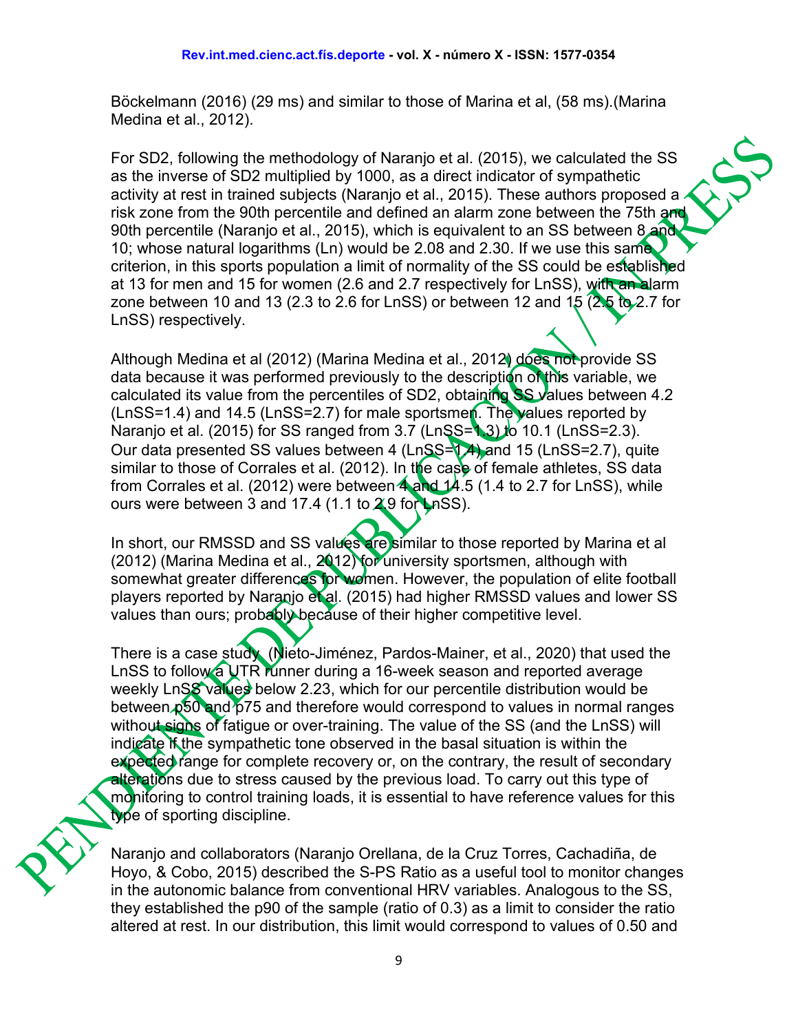Böckelmann (2016) (29 ms) and similar to those of Marina et al, (58 ms).(Marina Medina et al., 2012).

For SD2, following the methodology of Naranjo et al. (2015), we calculated the SS as the inverse of SD2 multiplied by 1000, as a direct indicator of sympathetic activity at rest in trained subjects (Naranjo et al., 2015). These authors proposed a risk zone from the 90th percentile and defined an alarm zone between the 75th and 90th percentile (Naranjo et al., 2015), which is equivalent to an SS between 8 and 10; whose natural logarithms (Ln) would be 2.08 and 2.30. If we use this same criterion, in this sports population a limit of normality of the SS could be established at 13 for men and 15 for women (2.6 and 2.7 respectively for LnSS), with an alarm zone between 10 and 13 (2.3 to 2.6 for LnSS) or between 12 and 15 (2.5 to 2.7 for LnSS) respectively.

Although Medina et al (2012) (Marina Medina et al., 2012) does not provide SS data because it was performed previously to the description of this variable, we calculated its value from the percentiles of SD2, obtaining SS values between 4.2 (LnSS=1.4) and 14.5 (LnSS=2.7) for male sportsmen. The values reported by Naranjo et al. (2015) for SS ranged from 3.7 (LnSS=1.3) to 10.1 (LnSS=2.3). Our data presented SS values between 4 (LnSS=1.4) and 15 (LnSS=2.7), quite similar to those of Corrales et al. (2012). In the case of female athletes, SS data from Corrales et al. (2012) were between 4 and 14.5 (1.4 to 2.7 for LnSS), while ours were between 3 and 17.4 (1.1 to 2.9 for LnSS).

In short, our RMSSD and SS values are similar to those reported by Marina et al (2012) (Marina Medina et al., 2012) for university sportsmen, although with somewhat greater differences for women. However, the population of elite football players reported by Naranjo et al. (2015) had higher RMSSD values and lower SS values than ours; probably because of their higher competitive level.

There is a case study (Nieto-Jiménez, Pardos-Mainer, et al., 2020) that used the LnSS to follow a UTR runner during a 16-week season and reported average weekly LnSS values below 2.23, which for our percentile distribution would be between p50 and p75 and therefore would correspond to values in normal ranges without signs of fatigue or over-training. The value of the SS (and the LnSS) will indicate if the sympathetic tone observed in the basal situation is within the expected range for complete recovery or, on the contrary, the result of secondary alterations due to stress caused by the previous load. To carry out this type of monitoring to control training loads, it is essential to have reference values for this type of sporting discipline.

Naranjo and collaborators (Naranjo Orellana, de la Cruz Torres, Cachadiña, de Hoyo, & Cobo, 2015) described the S-PS Ratio as a useful tool to monitor changes in the autonomic balance from conventional HRV variables. Analogous to the SS, they established the p90 of the sample (ratio of 0.3) as a limit to consider the ratio altered at rest. In our distribution, this limit would correspond to values of 0.50 and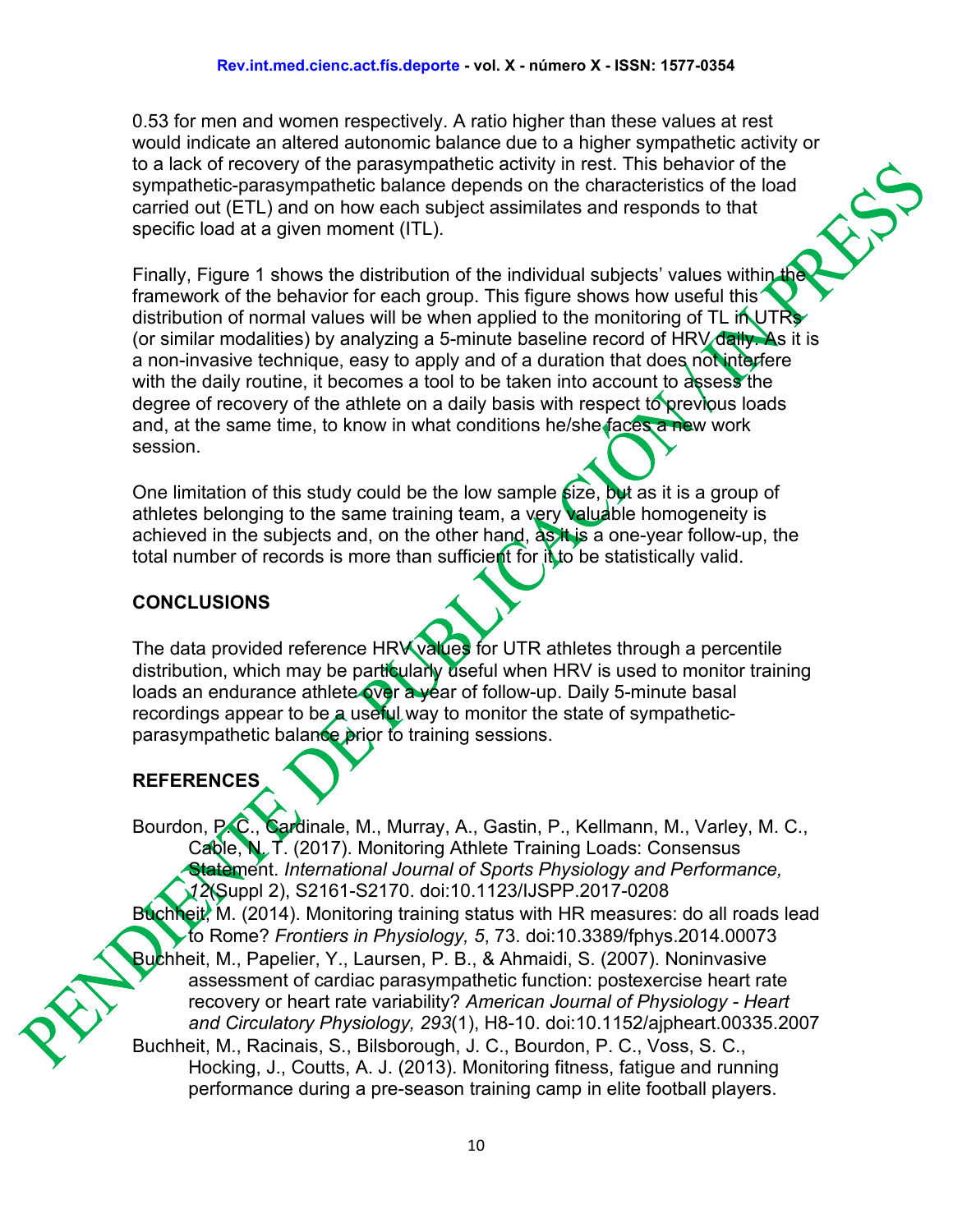0.53 for men and women respectively. A ratio higher than these values at rest would indicate an altered autonomic balance due to a higher sympathetic activity or to a lack of recovery of the parasympathetic activity in rest. This behavior of the sympathetic-parasympathetic balance depends on the characteristics of the load carried out (ETL) and on how each subject assimilates and responds to that specific load at a given moment (ITL).

Finally, Figure 1 shows the distribution of the individual subjects' values within the framework of the behavior for each group. This figure shows how useful this distribution of normal values will be when applied to the monitoring of TL in UTRs (or similar modalities) by analyzing a 5-minute baseline record of HRV daily. As it is a non-invasive technique, easy to apply and of a duration that does not interfere with the daily routine, it becomes a tool to be taken into account to assess the degree of recovery of the athlete on a daily basis with respect to previous loads and, at the same time, to know in what conditions he/she faces a new work session.

One limitation of this study could be the low sample size, but as it is a group of athletes belonging to the same training team, a very valuable homogeneity is achieved in the subjects and, on the other hand, as it is a one-year follow-up, the total number of records is more than sufficient for it to be statistically valid.

## CONCLUSIONS

The data provided reference HRV values for UTR athletes through a percentile distribution, which may be particularly useful when HRV is used to monitor training loads an endurance athlete over a year of follow-up. Daily 5-minute basal recordings appear to be a useful way to monitor the state of sympathetic-parasympathetic balance prior to training sessions.

## REFERENCES

Bourdon, P. C., Cardinale, M., Murray, A., Gastin, P., Kellmann, M., Varley, M. C., Cable, N. T. (2017). Monitoring Athlete Training Loads: Consensus Statement. *International Journal of Sports Physiology and Performance, 12*(Suppl 2), S2161-S2170. doi:10.1123/IJSPP.2017-0208

Buchheit, M. (2014). Monitoring training status with HR measures: do all roads lead to Rome? *Frontiers in Physiology, 5*, 73. doi:10.3389/fphys.2014.00073

Buchheit, M., Papelier, Y., Laursen, P. B., & Ahmaidi, S. (2007). Noninvasive assessment of cardiac parasympathetic function: postexercise heart rate recovery or heart rate variability? *American Journal of Physiology - Heart and Circulatory Physiology, 293*(1), H8-10. doi:10.1152/ajpheart.00335.2007

Buchheit, M., Racinais, S., Bilsborough, J. C., Bourdon, P. C., Voss, S. C., Hocking, J., Coutts, A. J. (2013). Monitoring fitness, fatigue and running performance during a pre-season training camp in elite football players.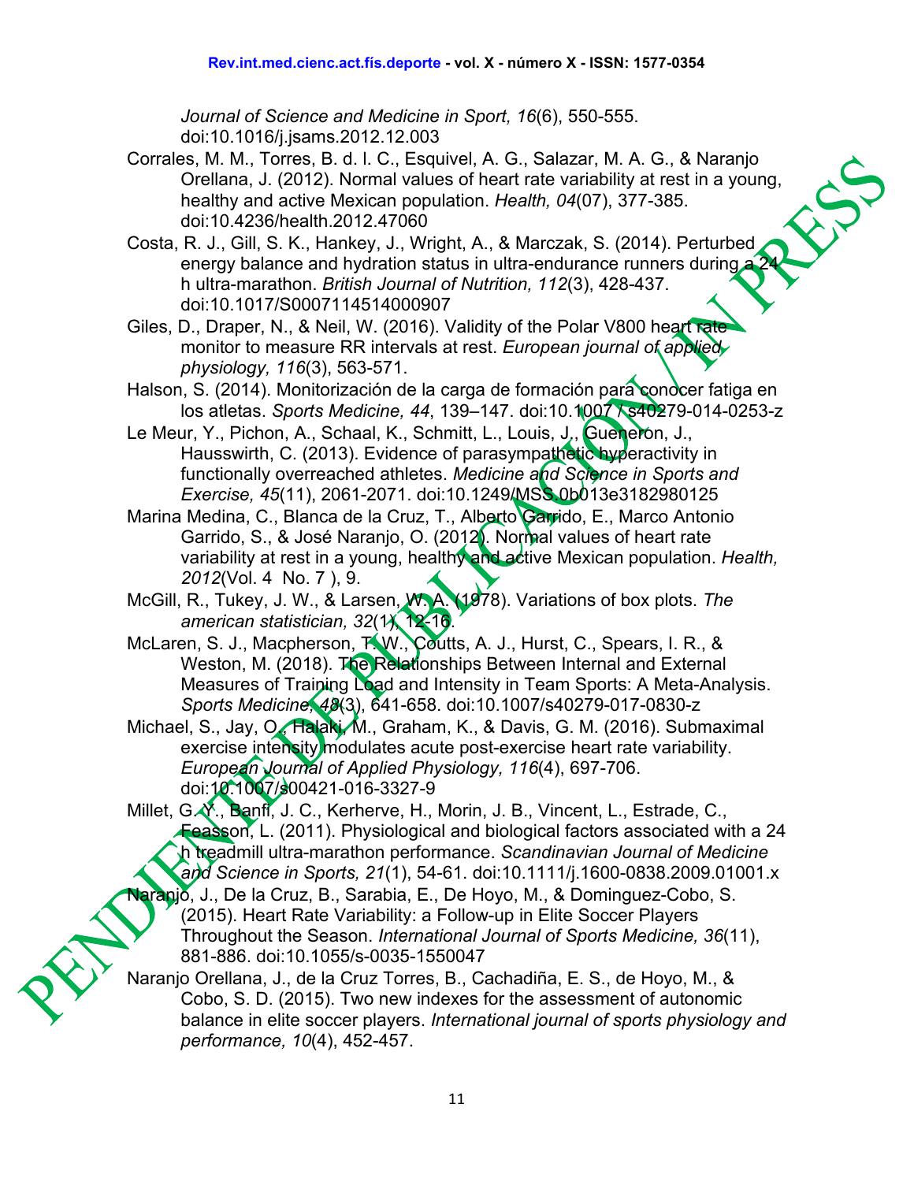Journal of Science and Medicine in Sport, 16*(6), 550-555. doi:10.1016/j.jsams.2012.12.003

Corrales, M. M., Torres, B. d. l. C., Esquivel, A. G., Salazar, M. A. G., & Naranjo Orellana, J. (2012). Normal values of heart rate variability at rest in a young, healthy and active Mexican population. *Health, 04*(07), 377-385. doi:10.4236/health.2012.47060

Costa, R. J., Gill, S. K., Hankey, J., Wright, A., & Marczak, S. (2014). Perturbed energy balance and hydration status in ultra-endurance runners during a 24 h ultra-marathon. *British Journal of Nutrition, 112*(3), 428-437. doi:10.1017/S0007114514000907

Giles, D., Draper, N., & Neil, W. (2016). Validity of the Polar V800 heart rate monitor to measure RR intervals at rest. *European journal of applied physiology, 116*(3), 563-571.

Halson, S. (2014). Monitorización de la carga de formación para conocer fatiga en los atletas. *Sports Medicine, 44*, 139–147. doi:10.1007 / s40279-014-0253-z

Le Meur, Y., Pichon, A., Schaal, K., Schmitt, L., Louis, J., Gueneron, J., Hausswirth, C. (2013). Evidence of parasympathetic hyperactivity in functionally overreached athletes. *Medicine and Science in Sports and Exercise, 45*(11), 2061-2071. doi:10.1249/MSS.0b013e3182980125

Marina Medina, C., Blanca de la Cruz, T., Alberto Garrido, E., Marco Antonio Garrido, S., & José Naranjo, O. (2012). Normal values of heart rate variability at rest in a young, healthy and active Mexican population. *Health, 2012*(Vol. 4 No. 7 ), 9.

McGill, R., Tukey, J. W., & Larsen, W. A. (1978). Variations of box plots. *The american statistician, 32*(1), 12-16.

McLaren, S. J., Macpherson, T. W., Coutts, A. J., Hurst, C., Spears, I. R., & Weston, M. (2018). The Relationships Between Internal and External Measures of Training Load and Intensity in Team Sports: A Meta-Analysis. *Sports Medicine, 48*(3), 641-658. doi:10.1007/s40279-017-0830-z

Michael, S., Jay, O., Halaki, M., Graham, K., & Davis, G. M. (2016). Submaximal exercise intensity modulates acute post-exercise heart rate variability. *European Journal of Applied Physiology, 116*(4), 697-706. doi:10.1007/s00421-016-3327-9

Millet, G. Y., Banfi, J. C., Kerherve, H., Morin, J. B., Vincent, L., Estrade, C., Feasson, L. (2011). Physiological and biological factors associated with a 24 h treadmill ultra-marathon performance. *Scandinavian Journal of Medicine and Science in Sports, 21*(1), 54-61. doi:10.1111/j.1600-0838.2009.01001.x

Naranjo, J., De la Cruz, B., Sarabia, E., De Hoyo, M., & Dominguez-Cobo, S. (2015). Heart Rate Variability: a Follow-up in Elite Soccer Players Throughout the Season. *International Journal of Sports Medicine, 36*(11), 881-886. doi:10.1055/s-0035-1550047

Naranjo Orellana, J., de la Cruz Torres, B., Cachadiña, E. S., de Hoyo, M., & Cobo, S. D. (2015). Two new indexes for the assessment of autonomic balance in elite soccer players. *International journal of sports physiology and performance, 10*(4), 452-457.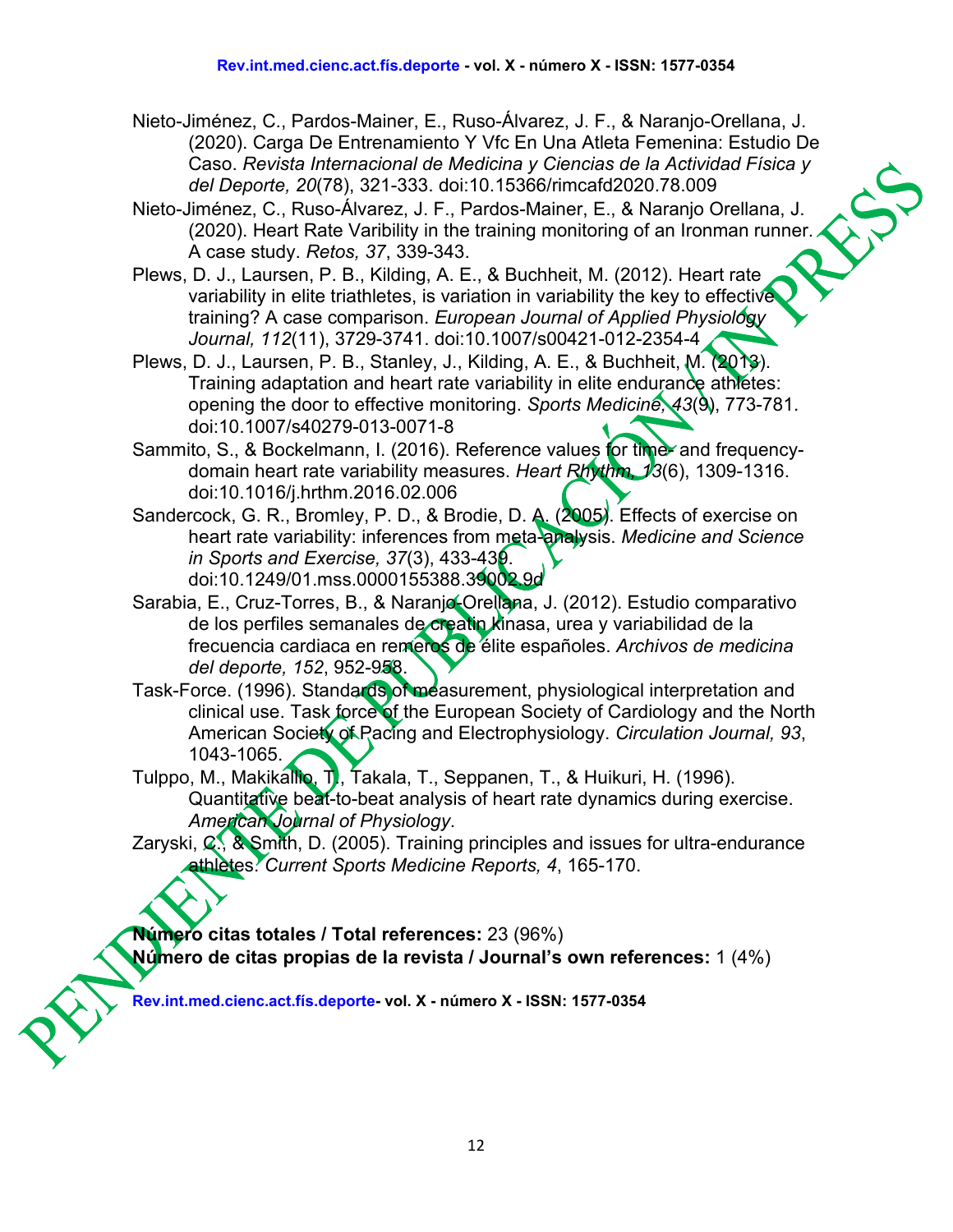Nieto-Jiménez, C., Pardos-Mainer, E., Ruso-Álvarez, J. F., & Naranjo-Orellana, J. (2020). Carga De Entrenamiento Y Vfc En Una Atleta Femenina: Estudio De Caso. *Revista Internacional de Medicina y Ciencias de la Actividad Física y del Deporte, 20*(78), 321-333. doi:10.15366/rimcafd2020.78.009

Nieto-Jiménez, C., Ruso-Álvarez, J. F., Pardos-Mainer, E., & Naranjo Orellana, J. (2020). Heart Rate Varibility in the training monitoring of an Ironman runner. A case study. *Retos, 37*, 339-343.

Plews, D. J., Laursen, P. B., Kilding, A. E., & Buchheit, M. (2012). Heart rate variability in elite triathletes, is variation in variability the key to effective training? A case comparison. *European Journal of Applied Physiology Journal, 112*(11), 3729-3741. doi:10.1007/s00421-012-2354-4

Plews, D. J., Laursen, P. B., Stanley, J., Kilding, A. E., & Buchheit, M. (2013). Training adaptation and heart rate variability in elite endurance athletes: opening the door to effective monitoring. *Sports Medicine, 43*(9), 773-781. doi:10.1007/s40279-013-0071-8

Sammito, S., & Bockelmann, I. (2016). Reference values for time- and frequency-domain heart rate variability measures. *Heart Rhythm, 13*(6), 1309-1316. doi:10.1016/j.hrthm.2016.02.006

Sandercock, G. R., Bromley, P. D., & Brodie, D. A. (2005). Effects of exercise on heart rate variability: inferences from meta-analysis. *Medicine and Science in Sports and Exercise, 37*(3), 433-439. doi:10.1249/01.mss.0000155388.39002.9d

Sarabia, E., Cruz-Torres, B., & Naranjo-Orellana, J. (2012). Estudio comparativo de los perfiles semanales de creatin kinasa, urea y variabilidad de la frecuencia cardiaca en remeros de élite españoles. *Archivos de medicina del deporte, 152*, 952-958.

Task-Force. (1996). Standards of measurement, physiological interpretation and clinical use. Task force of the European Society of Cardiology and the North American Society of Pacing and Electrophysiology. *Circulation Journal, 93*, 1043-1065.

Tulppo, M., Makikallio, T., Takala, T., Seppanen, T., & Huikuri, H. (1996). Quantitative beat-to-beat analysis of heart rate dynamics during exercise. *American Journal of Physiology*.

Zaryski, C., & Smith, D. (2005). Training principles and issues for ultra-endurance athletes. *Current Sports Medicine Reports, 4*, 165-170.

**Número citas totales / Total references:** 23 (96%)

**Número de citas propias de la revista / Journal's own references:** 1 (4%)